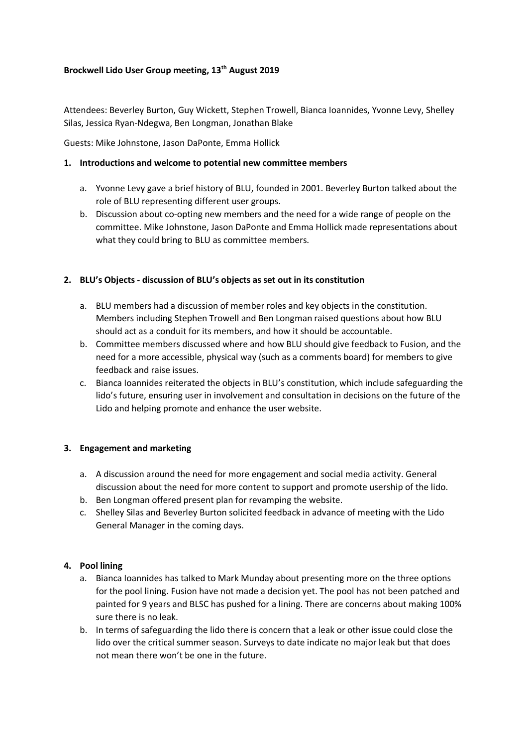**Brockwell Lido User Group meeting, 13th August 2019**

Attendees: Beverley Burton, Guy Wickett, Stephen Trowell, Bianca Ioannides, Yvonne Levy, Shelley Silas, Jessica Ryan-Ndegwa, Ben Longman, Jonathan Blake

Guests: Mike Johnstone, Jason DaPonte, Emma Hollick

1. **Introductions and welcome to potential new committee members**

   a. Yvonne Levy gave a brief history of BLU, founded in 2001. Beverley Burton talked about the role of BLU representing different user groups.

   b. Discussion about co-opting new members and the need for a wide range of people on the committee. Mike Johnstone, Jason DaPonte and Emma Hollick made representations about what they could bring to BLU as committee members.

2. **BLU's Objects - discussion of BLU's objects as set out in its constitution**

   a. BLU members had a discussion of member roles and key objects in the constitution. Members including Stephen Trowell and Ben Longman raised questions about how BLU should act as a conduit for its members, and how it should be accountable.

   b. Committee members discussed where and how BLU should give feedback to Fusion, and the need for a more accessible, physical way (such as a comments board) for members to give feedback and raise issues.

   c. Bianca Ioannides reiterated the objects in BLU's constitution, which include safeguarding the lido's future, ensuring user in involvement and consultation in decisions on the future of the Lido and helping promote and enhance the user website.

3. **Engagement and marketing**

   a. A discussion around the need for more engagement and social media activity. General discussion about the need for more content to support and promote usership of the lido.

   b. Ben Longman offered present plan for revamping the website.

   c. Shelley Silas and Beverley Burton solicited feedback in advance of meeting with the Lido General Manager in the coming days.

4. **Pool lining**

   a. Bianca Ioannides has talked to Mark Munday about presenting more on the three options for the pool lining. Fusion have not made a decision yet. The pool has not been patched and painted for 9 years and BLSC has pushed for a lining. There are concerns about making 100% sure there is no leak.

   b. In terms of safeguarding the lido there is concern that a leak or other issue could close the lido over the critical summer season. Surveys to date indicate no major leak but that does not mean there won't be one in the future.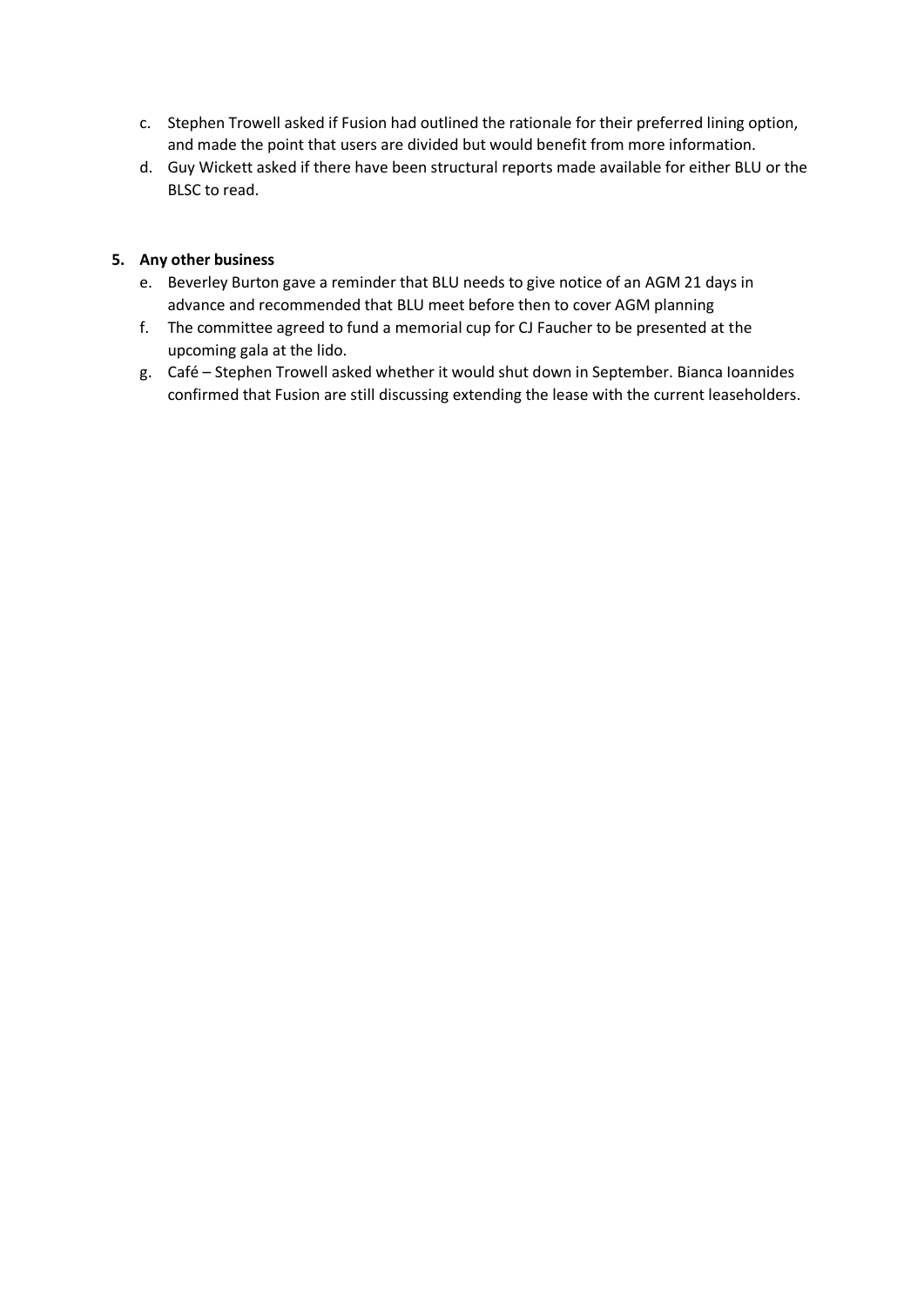c. Stephen Trowell asked if Fusion had outlined the rationale for their preferred lining option, and made the point that users are divided but would benefit from more information.
d. Guy Wickett asked if there have been structural reports made available for either BLU or the BLSC to read.

**5. Any other business**

e. Beverley Burton gave a reminder that BLU needs to give notice of an AGM 21 days in advance and recommended that BLU meet before then to cover AGM planning
f. The committee agreed to fund a memorial cup for CJ Faucher to be presented at the upcoming gala at the lido.
g. Café – Stephen Trowell asked whether it would shut down in September. Bianca Ioannides confirmed that Fusion are still discussing extending the lease with the current leaseholders.